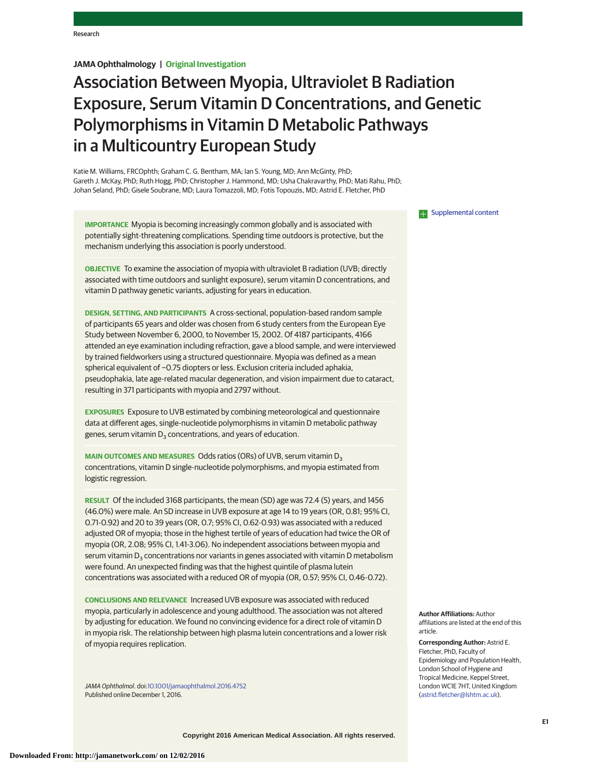Research

**JAMA Ophthalmology | Original Investigation**

# Association Between Myopia, Ultraviolet B Radiation Exposure, Serum Vitamin D Concentrations, and Genetic Polymorphisms in Vitamin D Metabolic Pathways in a Multicountry European Study

Katie M. Williams, FRCOphth; Graham C. G. Bentham, MA; Ian S. Young, MD; Ann McGinty, PhD; Gareth J. McKay, PhD; Ruth Hogg, PhD; Christopher J. Hammond, MD; Usha Chakravarthy, PhD; Mati Rahu, PhD; Johan Seland, PhD; Gisele Soubrane, MD; Laura Tomazzoli, MD; Fotis Topouzis, MD; Astrid E. Fletcher, PhD

Supplemental content

**IMPORTANCE** Myopia is becoming increasingly common globally and is associated with potentially sight-threatening complications. Spending time outdoors is protective, but the mechanism underlying this association is poorly understood.

**OBJECTIVE** To examine the association of myopia with ultraviolet B radiation (UVB; directly associated with time outdoors and sunlight exposure), serum vitamin D concentrations, and vitamin D pathway genetic variants, adjusting for years in education.

**DESIGN, SETTING, AND PARTICIPANTS** A cross-sectional, population-based random sample of participants 65 years and older was chosen from 6 study centers from the European Eye Study between November 6, 2000, to November 15, 2002. Of 4187 participants, 4166 attended an eye examination including refraction, gave a blood sample, and were interviewed by trained fieldworkers using a structured questionnaire. Myopia was defined as a mean spherical equivalent of −0.75 diopters or less. Exclusion criteria included aphakia, pseudophakia, late age-related macular degeneration, and vision impairment due to cataract, resulting in 371 participants with myopia and 2797 without.

**EXPOSURES** Exposure to UVB estimated by combining meteorological and questionnaire data at different ages, single-nucleotide polymorphisms in vitamin D metabolic pathway genes, serum vitamin $D_3$ concentrations, and years of education.

**MAIN OUTCOMES AND MEASURES** Odds ratios (ORs) of UVB, serum vitamin $D_3$ concentrations, vitamin D single-nucleotide polymorphisms, and myopia estimated from logistic regression.

**RESULT** Of the included 3168 participants, the mean (SD) age was 72.4 (5) years, and 1456 (46.0%) were male. An SD increase in UVB exposure at age 14 to 19 years (OR, 0.81; 95% CI, 0.71-0.92) and 20 to 39 years (OR, 0.7; 95% CI, 0.62-0.93) was associated with a reduced adjusted OR of myopia; those in the highest tertile of years of education had twice the OR of myopia (OR, 2.08; 95% CI, 1.41-3.06). No independent associations between myopia and serum vitamin $D_3$ concentrations nor variants in genes associated with vitamin D metabolism were found. An unexpected finding was that the highest quintile of plasma lutein concentrations was associated with a reduced OR of myopia (OR, 0.57; 95% CI, 0.46-0.72).

**CONCLUSIONS AND RELEVANCE** Increased UVB exposure was associated with reduced myopia, particularly in adolescence and young adulthood. The association was not altered by adjusting for education. We found no convincing evidence for a direct role of vitamin D in myopia risk. The relationship between high plasma lutein concentrations and a lower risk of myopia requires replication.

*JAMA Ophthalmol*. doi:10.1001/jamaophthalmol.2016.4752
Published online December 1, 2016.

**Author Affiliations:** Author affiliations are listed at the end of this article.

**Corresponding Author:** Astrid E. Fletcher, PhD, Faculty of Epidemiology and Population Health, London School of Hygiene and Tropical Medicine, Keppel Street, London WC1E 7HT, United Kingdom (astrid.fletcher@lshtm.ac.uk).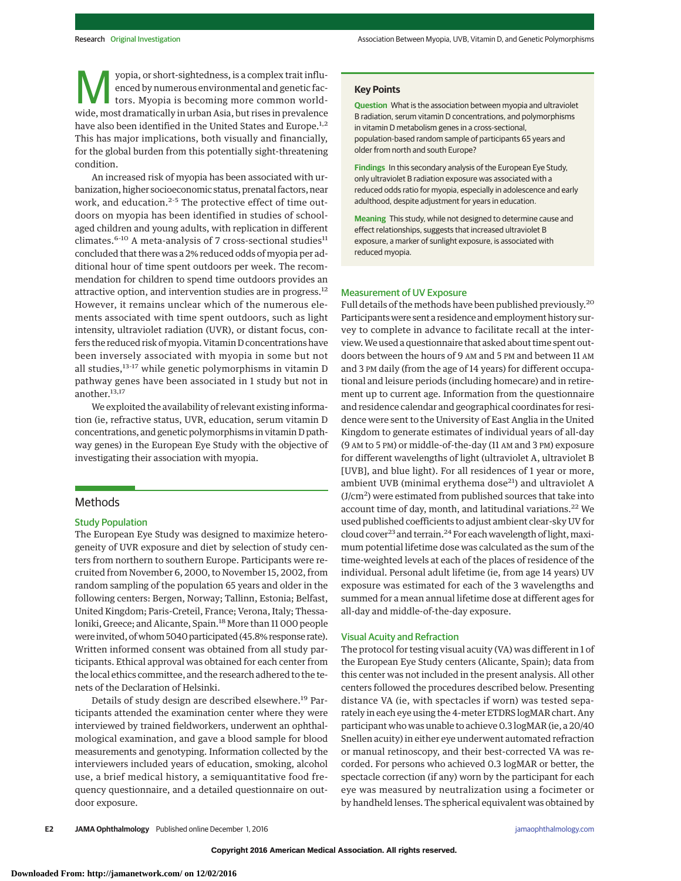Myopia, or short-sightedness, is a complex trait influenced by numerous environmental and genetic factors. Myopia is becoming more common worldwide, most dramatically in urban Asia, but rises in prevalence have also been identified in the United States and Europe.[1,2] This has major implications, both visually and financially, for the global burden from this potentially sight-threatening condition.

An increased risk of myopia has been associated with urbanization, higher socioeconomic status, prenatal factors, near work, and education.[2-5] The protective effect of time outdoors on myopia has been identified in studies of school-aged children and young adults, with replication in different climates.[6-10] A meta-analysis of 7 cross-sectional studies[11] concluded that there was a 2% reduced odds of myopia per additional hour of time spent outdoors per week. The recommendation for children to spend time outdoors provides an attractive option, and intervention studies are in progress.[12] However, it remains unclear which of the numerous elements associated with time spent outdoors, such as light intensity, ultraviolet radiation (UVR), or distant focus, confers the reduced risk of myopia. Vitamin D concentrations have been inversely associated with myopia in some but not all studies,[13-17] while genetic polymorphisms in vitamin D pathway genes have been associated in 1 study but not in another.[13,17]

We exploited the availability of relevant existing information (ie, refractive status, UVR, education, serum vitamin D concentrations, and genetic polymorphisms in vitamin D pathway genes) in the European Eye Study with the objective of investigating their association with myopia.

## Key Points

**Question** What is the association between myopia and ultraviolet B radiation, serum vitamin D concentrations, and polymorphisms in vitamin D metabolism genes in a cross-sectional, population-based random sample of participants 65 years and older from north and south Europe?

**Findings** In this secondary analysis of the European Eye Study, only ultraviolet B radiation exposure was associated with a reduced odds ratio for myopia, especially in adolescence and early adulthood, despite adjustment for years in education.

**Meaning** This study, while not designed to determine cause and effect relationships, suggests that increased ultraviolet B exposure, a marker of sunlight exposure, is associated with reduced myopia.

## Methods

### Study Population

The European Eye Study was designed to maximize heterogeneity of UVR exposure and diet by selection of study centers from northern to southern Europe. Participants were recruited from November 6, 2000, to November 15, 2002, from random sampling of the population 65 years and older in the following centers: Bergen, Norway; Tallinn, Estonia; Belfast, United Kingdom; Paris-Creteil, France; Verona, Italy; Thessaloniki, Greece; and Alicante, Spain.[18] More than 11 000 people were invited, of whom 5040 participated (45.8% response rate). Written informed consent was obtained from all study participants. Ethical approval was obtained for each center from the local ethics committee, and the research adhered to the tenets of the Declaration of Helsinki.

Details of study design are described elsewhere.[19] Participants attended the examination center where they were interviewed by trained fieldworkers, underwent an ophthalmological examination, and gave a blood sample for blood measurements and genotyping. Information collected by the interviewers included years of education, smoking, alcohol use, a brief medical history, a semiquantitative food frequency questionnaire, and a detailed questionnaire on outdoor exposure.

### Measurement of UV Exposure

Full details of the methods have been published previously.[20] Participants were sent a residence and employment history survey to complete in advance to facilitate recall at the interview. We used a questionnaire that asked about time spent outdoors between the hours of 9 AM and 5 PM and between 11 AM and 3 PM daily (from the age of 14 years) for different occupational and leisure periods (including homecare) and in retirement up to current age. Information from the questionnaire and residence calendar and geographical coordinates for residence were sent to the University of East Anglia in the United Kingdom to generate estimates of individual years of all-day (9 AM to 5 PM) or middle-of-the-day (11 AM and 3 PM) exposure for different wavelengths of light (ultraviolet A, ultraviolet B [UVB], and blue light). For all residences of 1 year or more, ambient UVB (minimal erythema dose[21]) and ultraviolet A ($J/cm^2$) were estimated from published sources that take into account time of day, month, and latitudinal variations.[22] We used published coefficients to adjust ambient clear-sky UV for cloud cover[23] and terrain.[24] For each wavelength of light, maximum potential lifetime dose was calculated as the sum of the time-weighted levels at each of the places of residence of the individual. Personal adult lifetime (ie, from age 14 years) UV exposure was estimated for each of the 3 wavelengths and summed for a mean annual lifetime dose at different ages for all-day and middle-of-the-day exposure.

### Visual Acuity and Refraction

The protocol for testing visual acuity (VA) was different in 1 of the European Eye Study centers (Alicante, Spain); data from this center was not included in the present analysis. All other centers followed the procedures described below. Presenting distance VA (ie, with spectacles if worn) was tested separately in each eye using the 4-meter ETDRS logMAR chart. Any participant who was unable to achieve 0.3 logMAR (ie, a 20/40 Snellen acuity) in either eye underwent automated refraction or manual retinoscopy, and their best-corrected VA was recorded. For persons who achieved 0.3 logMAR or better, the spectacle correction (if any) worn by the participant for each eye was measured by neutralization using a focimeter or by handheld lenses. The spherical equivalent was obtained by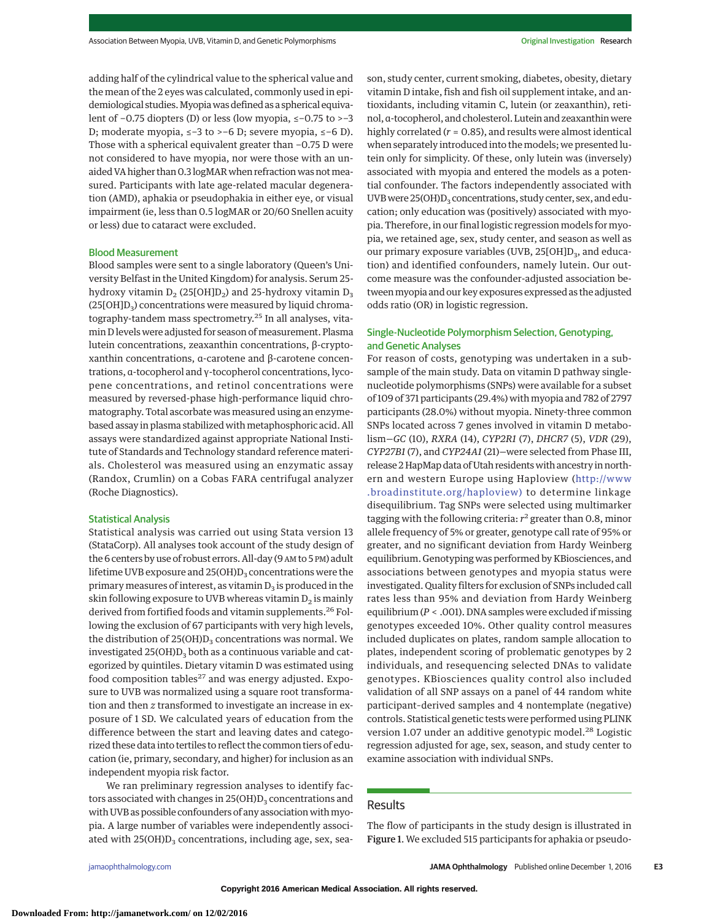adding half of the cylindrical value to the spherical value and the mean of the 2 eyes was calculated, commonly used in epidemiological studies. Myopia was defined as a spherical equivalent of −0.75 diopters (D) or less (low myopia, ≤−0.75 to >−3 D; moderate myopia, ≤−3 to >−6 D; severe myopia, ≤−6 D). Those with a spherical equivalent greater than −0.75 D were not considered to have myopia, nor were those with an unaided VA higher than 0.3 logMAR when refraction was not measured. Participants with late age-related macular degeneration (AMD), aphakia or pseudophakia in either eye, or visual impairment (ie, less than 0.5 logMAR or 20/60 Snellen acuity or less) due to cataract were excluded.

### Blood Measurement

Blood samples were sent to a single laboratory (Queen's University Belfast in the United Kingdom) for analysis. Serum 25-hydroxy vitamin $D_2$ (25[OH]$D_2$) and 25-hydroxy vitamin $D_3$ (25[OH]$D_3$) concentrations were measured by liquid chromatography-tandem mass spectrometry.[25] In all analyses, vitamin D levels were adjusted for season of measurement. Plasma lutein concentrations, zeaxanthin concentrations, β-cryptoxanthin concentrations, α-carotene and β-carotene concentrations, α-tocopherol and γ-tocopherol concentrations, lycopene concentrations, and retinol concentrations were measured by reversed-phase high-performance liquid chromatography. Total ascorbate was measured using an enzyme-based assay in plasma stabilized with metaphosphoric acid. All assays were standardized against appropriate National Institute of Standards and Technology standard reference materials. Cholesterol was measured using an enzymatic assay (Randox, Crumlin) on a Cobas FARA centrifugal analyzer (Roche Diagnostics).

### Statistical Analysis

Statistical analysis was carried out using Stata version 13 (StataCorp). All analyses took account of the study design of the 6 centers by use of robust errors. All-day (9 AM to 5 PM) adult lifetime UVB exposure and 25(OH)$D_3$ concentrations were the primary measures of interest, as vitamin $D_3$ is produced in the skin following exposure to UVB whereas vitamin $D_2$ is mainly derived from fortified foods and vitamin supplements.[26] Following the exclusion of 67 participants with very high levels, the distribution of 25(OH)$D_3$ concentrations was normal. We investigated 25(OH)$D_3$ both as a continuous variable and categorized by quintiles. Dietary vitamin D was estimated using food composition tables[27] and was energy adjusted. Exposure to UVB was normalized using a square root transformation and then *z* transformed to investigate an increase in exposure of 1 SD. We calculated years of education from the difference between the start and leaving dates and categorized these data into tertiles to reflect the common tiers of education (ie, primary, secondary, and higher) for inclusion as an independent myopia risk factor.

We ran preliminary regression analyses to identify factors associated with changes in 25(OH)$D_3$ concentrations and with UVB as possible confounders of any association with myopia. A large number of variables were independently associated with 25(OH)$D_3$ concentrations, including age, sex, season, study center, current smoking, diabetes, obesity, dietary vitamin D intake, fish and fish oil supplement intake, and antioxidants, including vitamin C, lutein (or zeaxanthin), retinol, α-tocopherol, and cholesterol. Lutein and zeaxanthin were highly correlated ($r$ = 0.85), and results were almost identical when separately introduced into the models; we presented lutein only for simplicity. Of these, only lutein was (inversely) associated with myopia and entered the models as a potential confounder. The factors independently associated with UVB were 25(OH)$D_3$ concentrations, study center, sex, and education; only education was (positively) associated with myopia. Therefore, in our final logistic regression models for myopia, we retained age, sex, study center, and season as well as our primary exposure variables (UVB, 25[OH]$D_3$, and education) and identified confounders, namely lutein. Our outcome measure was the confounder-adjusted association between myopia and our key exposures expressed as the adjusted odds ratio (OR) in logistic regression.

### Single-Nucleotide Polymorphism Selection, Genotyping, and Genetic Analyses

For reason of costs, genotyping was undertaken in a subsample of the main study. Data on vitamin D pathway single-nucleotide polymorphisms (SNPs) were available for a subset of 109 of 371 participants (29.4%) with myopia and 782 of 2797 participants (28.0%) without myopia. Ninety-three common SNPs located across 7 genes involved in vitamin D metabolism—*GC* (10), *RXRA* (14), *CYP2R1* (7), *DHCR7* (5), *VDR* (29), *CYP27B1* (7), and *CYP24A1* (21)—were selected from Phase III, release 2 HapMap data of Utah residents with ancestry in northern and western Europe using Haploview (http://www.broadinstitute.org/haploview) to determine linkage disequilibrium. Tag SNPs were selected using multimarker tagging with the following criteria: $r^2$ greater than 0.8, minor allele frequency of 5% or greater, genotype call rate of 95% or greater, and no significant deviation from Hardy Weinberg equilibrium. Genotyping was performed by KBiosciences, and associations between genotypes and myopia status were investigated. Quality filters for exclusion of SNPs included call rates less than 95% and deviation from Hardy Weinberg equilibrium ($P$ < .001). DNA samples were excluded if missing genotypes exceeded 10%. Other quality control measures included duplicates on plates, random sample allocation to plates, independent scoring of problematic genotypes by 2 individuals, and resequencing selected DNAs to validate genotypes. KBiosciences quality control also included validation of all SNP assays on a panel of 44 random white participant-derived samples and 4 nontemplate (negative) controls. Statistical genetic tests were performed using PLINK version 1.07 under an additive genotypic model.[28] Logistic regression adjusted for age, sex, season, and study center to examine association with individual SNPs.

## Results

The flow of participants in the study design is illustrated in **Figure 1**. We excluded 515 participants for aphakia or pseudo-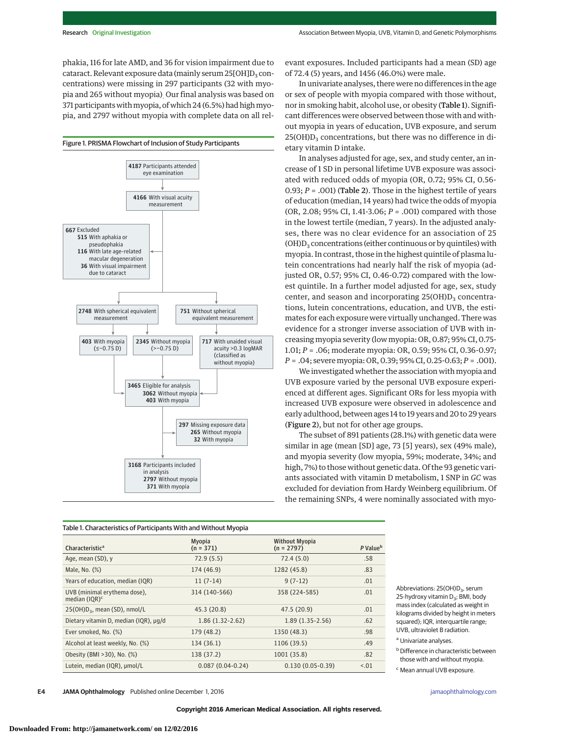phakia, 116 for late AMD, and 36 for vision impairment due to cataract. Relevant exposure data (mainly serum 25[OH]$D_3$ concentrations) were missing in 297 participants (32 with myopia and 265 without myopia). Our final analysis was based on 371 participants with myopia, of which 24 (6.5%) had high myopia, and 2797 without myopia with complete data on all relevant exposures. Included participants had a mean (SD) age of 72.4 (5) years, and 1456 (46.0%) were male.

Figure 1. PRISMA Flowchart of Inclusion of Study Participants

- **4187** Participants attended eye examination
- **4166** With visual acuity measurement
- **667** Excluded
  - **515** With aphakia or pseudophakia
  - **116** With late age-related macular degeneration
  - **36** With visual impairment due to cataract
- **2748** With spherical equivalent measurement
  - **403** With myopia (≤−0.75 D)
  - **2345** Without myopia (>−0.75 D)
- **751** Without spherical equivalent measurement
  - **717** With unaided visual acuity >0.3 logMAR (classified as without myopia)
- **3465** Eligible for analysis
  - **3062** Without myopia
  - **403** With myopia
- **297** Missing exposure data
  - **265** Without myopia
  - **32** With myopia
- **3168** Participants included in analysis
  - **2797** Without myopia
  - **371** With myopia

In univariate analyses, there were no differences in the age or sex of people with myopia compared with those without, nor in smoking habit, alcohol use, or obesity (**Table 1**). Significant differences were observed between those with and without myopia in years of education, UVB exposure, and serum 25(OH)$D_3$ concentrations, but there was no difference in dietary vitamin D intake.

In analyses adjusted for age, sex, and study center, an increase of 1 SD in personal lifetime UVB exposure was associated with reduced odds of myopia (OR, 0.72; 95% CI, 0.56-0.93; $P$ = .001) (**Table 2**). Those in the highest tertile of years of education (median, 14 years) had twice the odds of myopia (OR, 2.08; 95% CI, 1.41-3.06; $P$ = .001) compared with those in the lowest tertile (median, 7 years). In the adjusted analyses, there was no clear evidence for an association of 25 (OH)$D_3$ concentrations (either continuous or by quintiles) with myopia. In contrast, those in the highest quintile of plasma lutein concentrations had nearly half the risk of myopia (adjusted OR, 0.57; 95% CI, 0.46-0.72) compared with the lowest quintile. In a further model adjusted for age, sex, study center, and season and incorporating 25(OH)$D_3$ concentrations, lutein concentrations, education, and UVB, the estimates for each exposure were virtually unchanged. There was evidence for a stronger inverse association of UVB with increasing myopia severity (low myopia: OR, 0.87; 95% CI, 0.75-1.01; $P$ = .06; moderate myopia: OR, 0.59; 95% CI, 0.36-0.97; $P$ = .04; severe myopia: OR, 0.39; 95% CI, 0.25-0.63; $P$ = .001).

We investigated whether the association with myopia and UVB exposure varied by the personal UVB exposure experienced at different ages. Significant ORs for less myopia with increased UVB exposure were observed in adolescence and early adulthood, between ages 14 to 19 years and 20 to 29 years (**Figure 2**), but not for other age groups.

The subset of 891 patients (28.1%) with genetic data were similar in age (mean [SD] age, 73 [5] years), sex (49% male), and myopia severity (low myopia, 59%; moderate, 34%; and high, 7%) to those without genetic data. Of the 93 genetic variants associated with vitamin D metabolism, 1 SNP in *GC* was excluded for deviation from Hardy Weinberg equilibrium. Of the remaining SNPs, 4 were nominally associated with myo-

Table 1. Characteristics of Participants With and Without Myopia

| Characteristic[a] | Myopia (n = 371) | Without Myopia (n = 2797) | P Value[b] |
|---|---|---|---|
| Age, mean (SD), y | 72.9 (5.5) | 72.4 (5.0) | .58 |
| Male, No. (%) | 174 (46.9) | 1282 (45.8) | .83 |
| Years of education, median (IQR) | 11 (7-14) | 9 (7-12) | .01 |
| UVB (minimal erythema dose), median (IQR)[c] | 314 (140-566) | 358 (224-585) | .01 |
| 25(OH)$D_3$, mean (SD), nmol/L | 45.3 (20.8) | 47.5 (20.9) | .01 |
| Dietary vitamin D, median (IQR), μg/d | 1.86 (1.32-2.62) | 1.89 (1.35-2.56) | .62 |
| Ever smoked, No. (%) | 179 (48.2) | 1350 (48.3) | .98 |
| Alcohol at least weekly, No. (%) | 134 (36.1) | 1106 (39.5) | .49 |
| Obesity (BMI >30), No. (%) | 138 (37.2) | 1001 (35.8) | .82 |
| Lutein, median (IQR), μmol/L | 0.087 (0.04-0.24) | 0.130 (0.05-0.39) | <.01 |

Abbreviations: 25(OH)$D_3$, serum 25-hydroxy vitamin $D_3$; BMI, body mass index (calculated as weight in kilograms divided by height in meters squared); IQR, interquartile range; UVB, ultraviolet B radiation.

[a] Univariate analyses.

[b] Difference in characteristic between those with and without myopia.

[c] Mean annual UVB exposure.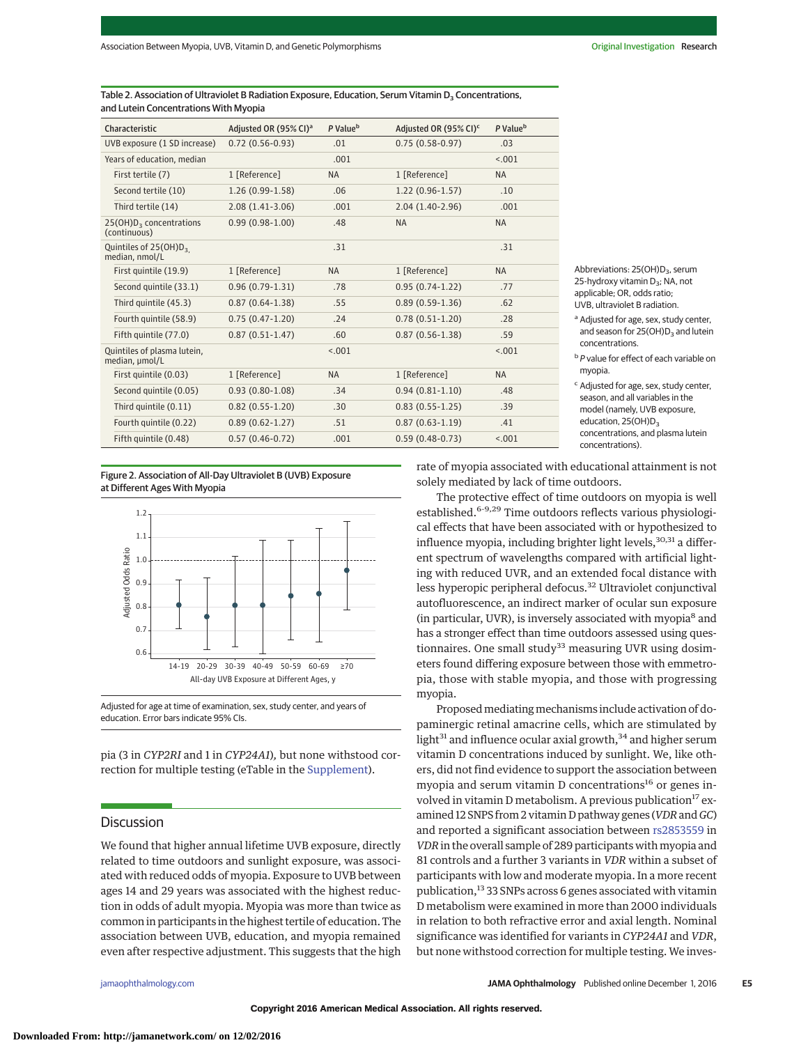Table 2. Association of Ultraviolet B Radiation Exposure, Education, Serum Vitamin $D_3$ Concentrations, and Lutein Concentrations With Myopia

| Characteristic | Adjusted OR (95% CI)[a] | P Value[b] | Adjusted OR (95% CI)[c] | P Value[b] |
|---|---|---|---|---|
| UVB exposure (1 SD increase) | 0.72 (0.56-0.93) | .01 | 0.75 (0.58-0.97) | .03 |
| Years of education, median | | .001 | | <.001 |
| First tertile (7) | 1 [Reference] | NA | 1 [Reference] | NA |
| Second tertile (10) | 1.26 (0.99-1.58) | .06 | 1.22 (0.96-1.57) | .10 |
| Third tertile (14) | 2.08 (1.41-3.06) | .001 | 2.04 (1.40-2.96) | .001 |
| $25(OH)D_3$ concentrations (continuous) | 0.99 (0.98-1.00) | .48 | NA | NA |
| Quintiles of $25(OH)D_3$, median, nmol/L | | .31 | | .31 |
| First quintile (19.9) | 1 [Reference] | NA | 1 [Reference] | NA |
| Second quintile (33.1) | 0.96 (0.79-1.31) | .78 | 0.95 (0.74-1.22) | .77 |
| Third quintile (45.3) | 0.87 (0.64-1.38) | .55 | 0.89 (0.59-1.36) | .62 |
| Fourth quintile (58.9) | 0.75 (0.47-1.20) | .24 | 0.78 (0.51-1.20) | .28 |
| Fifth quintile (77.0) | 0.87 (0.51-1.47) | .60 | 0.87 (0.56-1.38) | .59 |
| Quintiles of plasma lutein, median, μmol/L | | <.001 | | <.001 |
| First quintile (0.03) | 1 [Reference] | NA | 1 [Reference] | NA |
| Second quintile (0.05) | 0.93 (0.80-1.08) | .34 | 0.94 (0.81-1.10) | .48 |
| Third quintile (0.11) | 0.82 (0.55-1.20) | .30 | 0.83 (0.55-1.25) | .39 |
| Fourth quintile (0.22) | 0.89 (0.62-1.27) | .51 | 0.87 (0.63-1.19) | .41 |
| Fifth quintile (0.48) | 0.57 (0.46-0.72) | .001 | 0.59 (0.48-0.73) | <.001 |

Abbreviations: $25(OH)D_3$, serum 25-hydroxy vitamin $D_3$; NA, not applicable; OR, odds ratio; UVB, ultraviolet B radiation.

[a] Adjusted for age, sex, study center, and season for $25(OH)D_3$ and lutein concentrations.

[b] P value for effect of each variable on myopia.

[c] Adjusted for age, sex, study center, season, and all variables in the model (namely, UVB exposure, education, $25(OH)D_3$ concentrations, and plasma lutein concentrations).

Figure 2. Association of All-Day Ultraviolet B (UVB) Exposure at Different Ages With Myopia

Adjusted for age at time of examination, sex, study center, and years of education. Error bars indicate 95% CIs.

pia (3 in *CYP2RI* and 1 in *CYP24A1*), but none withstood correction for multiple testing (eTable in the Supplement).

## Discussion

We found that higher annual lifetime UVB exposure, directly related to time outdoors and sunlight exposure, was associated with reduced odds of myopia. Exposure to UVB between ages 14 and 29 years was associated with the highest reduction in odds of adult myopia. Myopia was more than twice as common in participants in the highest tertile of education. The association between UVB, education, and myopia remained even after respective adjustment. This suggests that the high rate of myopia associated with educational attainment is not solely mediated by lack of time outdoors.

The protective effect of time outdoors on myopia is well established.[6-9,29] Time outdoors reflects various physiological effects that have been associated with or hypothesized to influence myopia, including brighter light levels,[30,31] a different spectrum of wavelengths compared with artificial lighting with reduced UVR, and an extended focal distance with less hyperopic peripheral defocus.[32] Ultraviolet conjunctival autofluorescence, an indirect marker of ocular sun exposure (in particular, UVR), is inversely associated with myopia[8] and has a stronger effect than time outdoors assessed using questionnaires. One small study[33] measuring UVR using dosimeters found differing exposure between those with emmetropia, those with stable myopia, and those with progressing myopia.

Proposed mediating mechanisms include activation of dopaminergic retinal amacrine cells, which are stimulated by light[31] and influence ocular axial growth,[34] and higher serum vitamin D concentrations induced by sunlight. We, like others, did not find evidence to support the association between myopia and serum vitamin D concentrations[16] or genes involved in vitamin D metabolism. A previous publication[17] examined 12 SNPS from 2 vitamin D pathway genes (*VDR* and *GC*) and reported a significant association between rs2853559 in *VDR* in the overall sample of 289 participants with myopia and 81 controls and a further 3 variants in *VDR* within a subset of participants with low and moderate myopia. In a more recent publication,[13] 33 SNPs across 6 genes associated with vitamin D metabolism were examined in more than 2000 individuals in relation to both refractive error and axial length. Nominal significance was identified for variants in *CYP24A1* and *VDR*, but none withstood correction for multiple testing. We inves-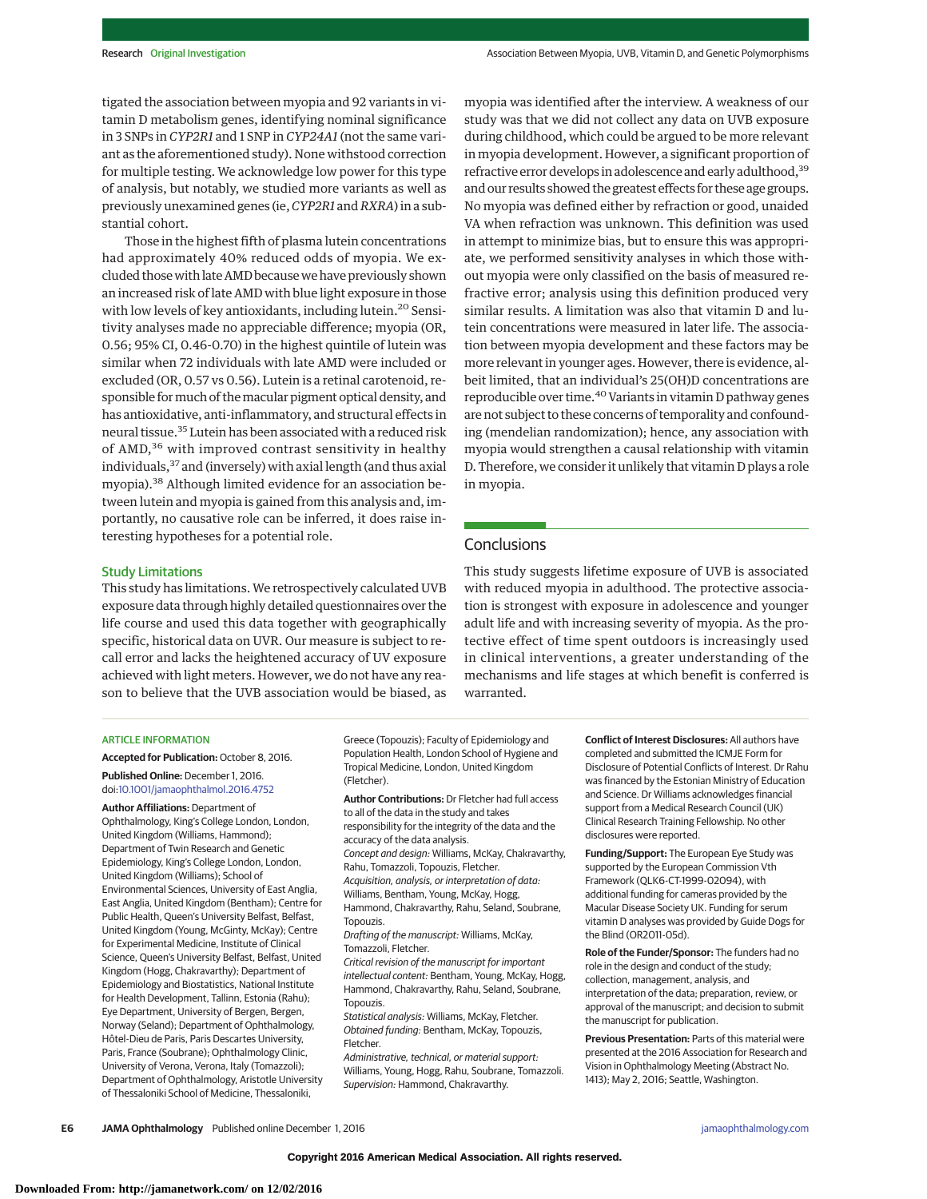tigated the association between myopia and 92 variants in vitamin D metabolism genes, identifying nominal significance in 3 SNPs in *CYP2R1* and 1 SNP in *CYP24A1* (not the same variant as the aforementioned study). None withstood correction for multiple testing. We acknowledge low power for this type of analysis, but notably, we studied more variants as well as previously unexamined genes (ie, *CYP2R1* and *RXRA*) in a substantial cohort.

Those in the highest fifth of plasma lutein concentrations had approximately 40% reduced odds of myopia. We excluded those with late AMD because we have previously shown an increased risk of late AMD with blue light exposure in those with low levels of key antioxidants, including lutein.[20] Sensitivity analyses made no appreciable difference; myopia (OR, 0.56; 95% CI, 0.46-0.70) in the highest quintile of lutein was similar when 72 individuals with late AMD were included or excluded (OR, 0.57 vs 0.56). Lutein is a retinal carotenoid, responsible for much of the macular pigment optical density, and has antioxidative, anti-inflammatory, and structural effects in neural tissue.[35] Lutein has been associated with a reduced risk of AMD,[36] with improved contrast sensitivity in healthy individuals,[37] and (inversely) with axial length (and thus axial myopia).[38] Although limited evidence for an association between lutein and myopia is gained from this analysis and, importantly, no causative role can be inferred, it does raise interesting hypotheses for a potential role.

### Study Limitations

This study has limitations. We retrospectively calculated UVB exposure data through highly detailed questionnaires over the life course and used this data together with geographically specific, historical data on UVR. Our measure is subject to recall error and lacks the heightened accuracy of UV exposure achieved with light meters. However, we do not have any reason to believe that the UVB association would be biased, as myopia was identified after the interview. A weakness of our study was that we did not collect any data on UVB exposure during childhood, which could be argued to be more relevant in myopia development. However, a significant proportion of refractive error develops in adolescence and early adulthood,[39] and our results showed the greatest effects for these age groups. No myopia was defined either by refraction or good, unaided VA when refraction was unknown. This definition was used in attempt to minimize bias, but to ensure this was appropriate, we performed sensitivity analyses in which those without myopia were only classified on the basis of measured refractive error; analysis using this definition produced very similar results. A limitation was also that vitamin D and lutein concentrations were measured in later life. The association between myopia development and these factors may be more relevant in younger ages. However, there is evidence, albeit limited, that an individual's 25(OH)D concentrations are reproducible over time.[40] Variants in vitamin D pathway genes are not subject to these concerns of temporality and confounding (mendelian randomization); hence, any association with myopia would strengthen a causal relationship with vitamin D. Therefore, we consider it unlikely that vitamin D plays a role in myopia.

## Conclusions

This study suggests lifetime exposure of UVB is associated with reduced myopia in adulthood. The protective association is strongest with exposure in adolescence and younger adult life and with increasing severity of myopia. As the protective effect of time spent outdoors is increasingly used in clinical interventions, a greater understanding of the mechanisms and life stages at which benefit is conferred is warranted.

ARTICLE INFORMATION

**Accepted for Publication:** October 8, 2016.

**Published Online:** December 1, 2016. doi:10.1001/jamaophthalmol.2016.4752

**Author Affiliations:** Department of Ophthalmology, King's College London, London, United Kingdom (Williams, Hammond); Department of Twin Research and Genetic Epidemiology, King's College London, London, United Kingdom (Williams); School of Environmental Sciences, University of East Anglia, East Anglia, United Kingdom (Bentham); Centre for Public Health, Queen's University Belfast, Belfast, United Kingdom (Young, McGinty, McKay); Centre for Experimental Medicine, Institute of Clinical Science, Queen's University Belfast, Belfast, United Kingdom (Hogg, Chakravarthy); Department of Epidemiology and Biostatistics, National Institute for Health Development, Tallinn, Estonia (Rahu); Eye Department, University of Bergen, Bergen, Norway (Seland); Department of Ophthalmology, Hôtel-Dieu de Paris, Paris Descartes University, Paris, France (Soubrane); Ophthalmology Clinic, University of Verona, Verona, Italy (Tomazzoli); Department of Ophthalmology, Aristotle University of Thessaloniki School of Medicine, Thessaloniki, Greece (Topouzis); Faculty of Epidemiology and Population Health, London School of Hygiene and Tropical Medicine, London, United Kingdom (Fletcher).

**Author Contributions:** Dr Fletcher had full access to all of the data in the study and takes responsibility for the integrity of the data and the accuracy of the data analysis.

*Concept and design:* Williams, McKay, Chakravarthy, Rahu, Tomazzoli, Topouzis, Fletcher.

*Acquisition, analysis, or interpretation of data:* Williams, Bentham, Young, McKay, Hogg, Hammond, Chakravarthy, Rahu, Seland, Soubrane, Topouzis.

*Drafting of the manuscript:* Williams, McKay, Tomazzoli, Fletcher.

*Critical revision of the manuscript for important intellectual content:* Bentham, Young, McKay, Hogg, Hammond, Chakravarthy, Rahu, Seland, Soubrane, Topouzis.

*Statistical analysis:* Williams, McKay, Fletcher.

*Obtained funding:* Bentham, McKay, Topouzis, Fletcher.

*Administrative, technical, or material support:* Williams, Young, Hogg, Rahu, Soubrane, Tomazzoli.

*Supervision:* Hammond, Chakravarthy.

**Conflict of Interest Disclosures:** All authors have completed and submitted the ICMJE Form for Disclosure of Potential Conflicts of Interest. Dr Rahu was financed by the Estonian Ministry of Education and Science. Dr Williams acknowledges financial support from a Medical Research Council (UK) Clinical Research Training Fellowship. No other disclosures were reported.

**Funding/Support:** The European Eye Study was supported by the European Commission Vth Framework (QLK6-CT-1999-02094), with additional funding for cameras provided by the Macular Disease Society UK. Funding for serum vitamin D analyses was provided by Guide Dogs for the Blind (OR2011-05d).

**Role of the Funder/Sponsor:** The funders had no role in the design and conduct of the study; collection, management, analysis, and interpretation of the data; preparation, review, or approval of the manuscript; and decision to submit the manuscript for publication.

**Previous Presentation:** Parts of this material were presented at the 2016 Association for Research and Vision in Ophthalmology Meeting (Abstract No. 1413); May 2, 2016; Seattle, Washington.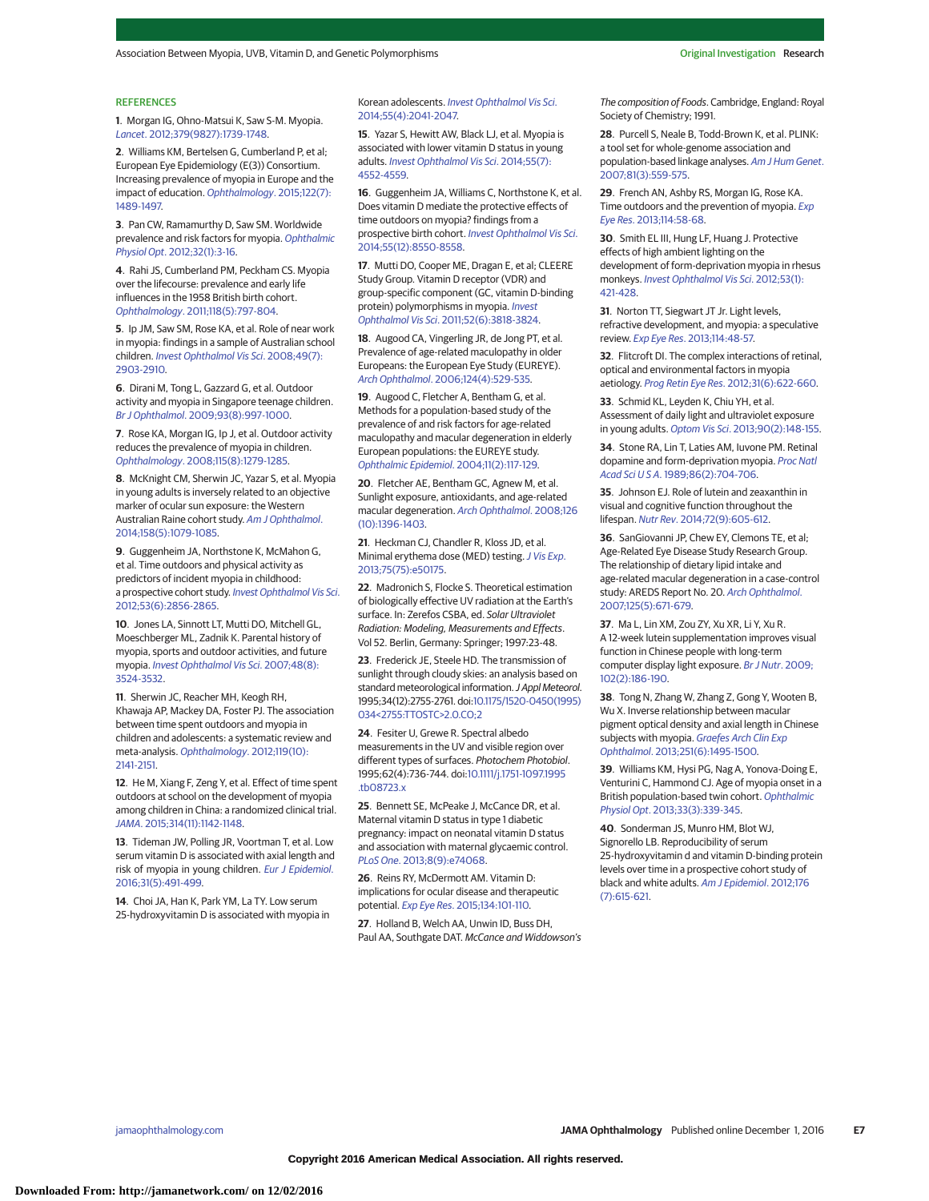## REFERENCES

**1**. Morgan IG, Ohno-Matsui K, Saw S-M. Myopia. *Lancet*. 2012;379(9827):1739-1748.

**2**. Williams KM, Bertelsen G, Cumberland P, et al; European Eye Epidemiology (E(3)) Consortium. Increasing prevalence of myopia in Europe and the impact of education. *Ophthalmology*. 2015;122(7):1489-1497.

**3**. Pan CW, Ramamurthy D, Saw SM. Worldwide prevalence and risk factors for myopia. *Ophthalmic Physiol Opt*. 2012;32(1):3-16.

**4**. Rahi JS, Cumberland PM, Peckham CS. Myopia over the lifecourse: prevalence and early life influences in the 1958 British birth cohort. *Ophthalmology*. 2011;118(5):797-804.

**5**. Ip JM, Saw SM, Rose KA, et al. Role of near work in myopia: findings in a sample of Australian school children. *Invest Ophthalmol Vis Sci*. 2008;49(7):2903-2910.

**6**. Dirani M, Tong L, Gazzard G, et al. Outdoor activity and myopia in Singapore teenage children. *Br J Ophthalmol*. 2009;93(8):997-1000.

**7**. Rose KA, Morgan IG, Ip J, et al. Outdoor activity reduces the prevalence of myopia in children. *Ophthalmology*. 2008;115(8):1279-1285.

**8**. McKnight CM, Sherwin JC, Yazar S, et al. Myopia in young adults is inversely related to an objective marker of ocular sun exposure: the Western Australian Raine cohort study. *Am J Ophthalmol*. 2014;158(5):1079-1085.

**9**. Guggenheim JA, Northstone K, McMahon G, et al. Time outdoors and physical activity as predictors of incident myopia in childhood: a prospective cohort study. *Invest Ophthalmol Vis Sci*. 2012;53(6):2856-2865.

**10**. Jones LA, Sinnott LT, Mutti DO, Mitchell GL, Moeschberger ML, Zadnik K. Parental history of myopia, sports and outdoor activities, and future myopia. *Invest Ophthalmol Vis Sci*. 2007;48(8):3524-3532.

**11**. Sherwin JC, Reacher MH, Keogh RH, Khawaja AP, Mackey DA, Foster PJ. The association between time spent outdoors and myopia in children and adolescents: a systematic review and meta-analysis. *Ophthalmology*. 2012;119(10):2141-2151.

**12**. He M, Xiang F, Zeng Y, et al. Effect of time spent outdoors at school on the development of myopia among children in China: a randomized clinical trial. *JAMA*. 2015;314(11):1142-1148.

**13**. Tideman JW, Polling JR, Voortman T, et al. Low serum vitamin D is associated with axial length and risk of myopia in young children. *Eur J Epidemiol*. 2016;31(5):491-499.

**14**. Choi JA, Han K, Park YM, La TY. Low serum 25-hydroxyvitamin D is associated with myopia in Korean adolescents. *Invest Ophthalmol Vis Sci*. 2014;55(4):2041-2047.

**15**. Yazar S, Hewitt AW, Black LJ, et al. Myopia is associated with lower vitamin D status in young adults. *Invest Ophthalmol Vis Sci*. 2014;55(7):4552-4559.

**16**. Guggenheim JA, Williams C, Northstone K, et al. Does vitamin D mediate the protective effects of time outdoors on myopia? findings from a prospective birth cohort. *Invest Ophthalmol Vis Sci*. 2014;55(12):8550-8558.

**17**. Mutti DO, Cooper ME, Dragan E, et al; CLEERE Study Group. Vitamin D receptor (VDR) and group-specific component (GC, vitamin D-binding protein) polymorphisms in myopia. *Invest Ophthalmol Vis Sci*. 2011;52(6):3818-3824.

**18**. Augood CA, Vingerling JR, de Jong PT, et al. Prevalence of age-related maculopathy in older Europeans: the European Eye Study (EUREYE). *Arch Ophthalmol*. 2006;124(4):529-535.

**19**. Augood C, Fletcher A, Bentham G, et al. Methods for a population-based study of the prevalence of and risk factors for age-related maculopathy and macular degeneration in elderly European populations: the EUREYE study. *Ophthalmic Epidemiol*. 2004;11(2):117-129.

**20**. Fletcher AE, Bentham GC, Agnew M, et al. Sunlight exposure, antioxidants, and age-related macular degeneration. *Arch Ophthalmol*. 2008;126(10):1396-1403.

**21**. Heckman CJ, Chandler R, Kloss JD, et al. Minimal erythema dose (MED) testing. *J Vis Exp*. 2013;75(75):e50175.

**22**. Madronich S, Flocke S. Theoretical estimation of biologically effective UV radiation at the Earth's surface. In: Zerefos CSBA, ed. *Solar Ultraviolet Radiation: Modeling, Measurements and Effects*. Vol 52. Berlin, Germany: Springer; 1997:23-48.

**23**. Frederick JE, Steele HD. The transmission of sunlight through cloudy skies: an analysis based on standard meteorological information. *J Appl Meteorol*. 1995;34(12):2755-2761. doi:10.1175/1520-0450(1995)034<2755:TTOSTC>2.0.CO;2

**24**. Feister U, Grewe R. Spectral albedo measurements in the UV and visible region over different types of surfaces. *Photochem Photobiol*. 1995;62(4):736-744. doi:10.1111/j.1751-1097.1995.tb08723.x

**25**. Bennett SE, McPeake J, McCance DR, et al. Maternal vitamin D status in type 1 diabetic pregnancy: impact on neonatal vitamin D status and association with maternal glycaemic control. *PLoS One*. 2013;8(9):e74068.

**26**. Reins RY, McDermott AM. Vitamin D: implications for ocular disease and therapeutic potential. *Exp Eye Res*. 2015;134:101-110.

**27**. Holland B, Welch AA, Unwin ID, Buss DH, Paul AA, Southgate DAT. *McCance and Widdowson's The composition of Foods*. Cambridge, England: Royal Society of Chemistry; 1991.

**28**. Purcell S, Neale B, Todd-Brown K, et al. PLINK: a tool set for whole-genome association and population-based linkage analyses. *Am J Hum Genet*. 2007;81(3):559-575.

**29**. French AN, Ashby RS, Morgan IG, Rose KA. Time outdoors and the prevention of myopia. *Exp Eye Res*. 2013;114:58-68.

**30**. Smith EL III, Hung LF, Huang J. Protective effects of high ambient lighting on the development of form-deprivation myopia in rhesus monkeys. *Invest Ophthalmol Vis Sci*. 2012;53(1):421-428.

**31**. Norton TT, Siegwart JT Jr. Light levels, refractive development, and myopia: a speculative review. *Exp Eye Res*. 2013;114:48-57.

**32**. Flitcroft DI. The complex interactions of retinal, optical and environmental factors in myopia aetiology. *Prog Retin Eye Res*. 2012;31(6):622-660.

**33**. Schmid KL, Leyden K, Chiu YH, et al. Assessment of daily light and ultraviolet exposure in young adults. *Optom Vis Sci*. 2013;90(2):148-155.

**34**. Stone RA, Lin T, Laties AM, Iuvone PM. Retinal dopamine and form-deprivation myopia. *Proc Natl Acad Sci U S A*. 1989;86(2):704-706.

**35**. Johnson EJ. Role of lutein and zeaxanthin in visual and cognitive function throughout the lifespan. *Nutr Rev*. 2014;72(9):605-612.

**36**. SanGiovanni JP, Chew EY, Clemons TE, et al; Age-Related Eye Disease Study Research Group. The relationship of dietary lipid intake and age-related macular degeneration in a case-control study: AREDS Report No. 20. *Arch Ophthalmol*. 2007;125(5):671-679.

**37**. Ma L, Lin XM, Zou ZY, Xu XR, Li Y, Xu R. A 12-week lutein supplementation improves visual function in Chinese people with long-term computer display light exposure. *Br J Nutr*. 2009;102(2):186-190.

**38**. Tong N, Zhang W, Zhang Z, Gong Y, Wooten B, Wu X. Inverse relationship between macular pigment optical density and axial length in Chinese subjects with myopia. *Graefes Arch Clin Exp Ophthalmol*. 2013;251(6):1495-1500.

**39**. Williams KM, Hysi PG, Nag A, Yonova-Doing E, Venturini C, Hammond CJ. Age of myopia onset in a British population-based twin cohort. *Ophthalmic Physiol Opt*. 2013;33(3):339-345.

**40**. Sonderman JS, Munro HM, Blot WJ, Signorello LB. Reproducibility of serum 25-hydroxyvitamin d and vitamin D-binding protein levels over time in a prospective cohort study of black and white adults. *Am J Epidemiol*. 2012;176(7):615-621.